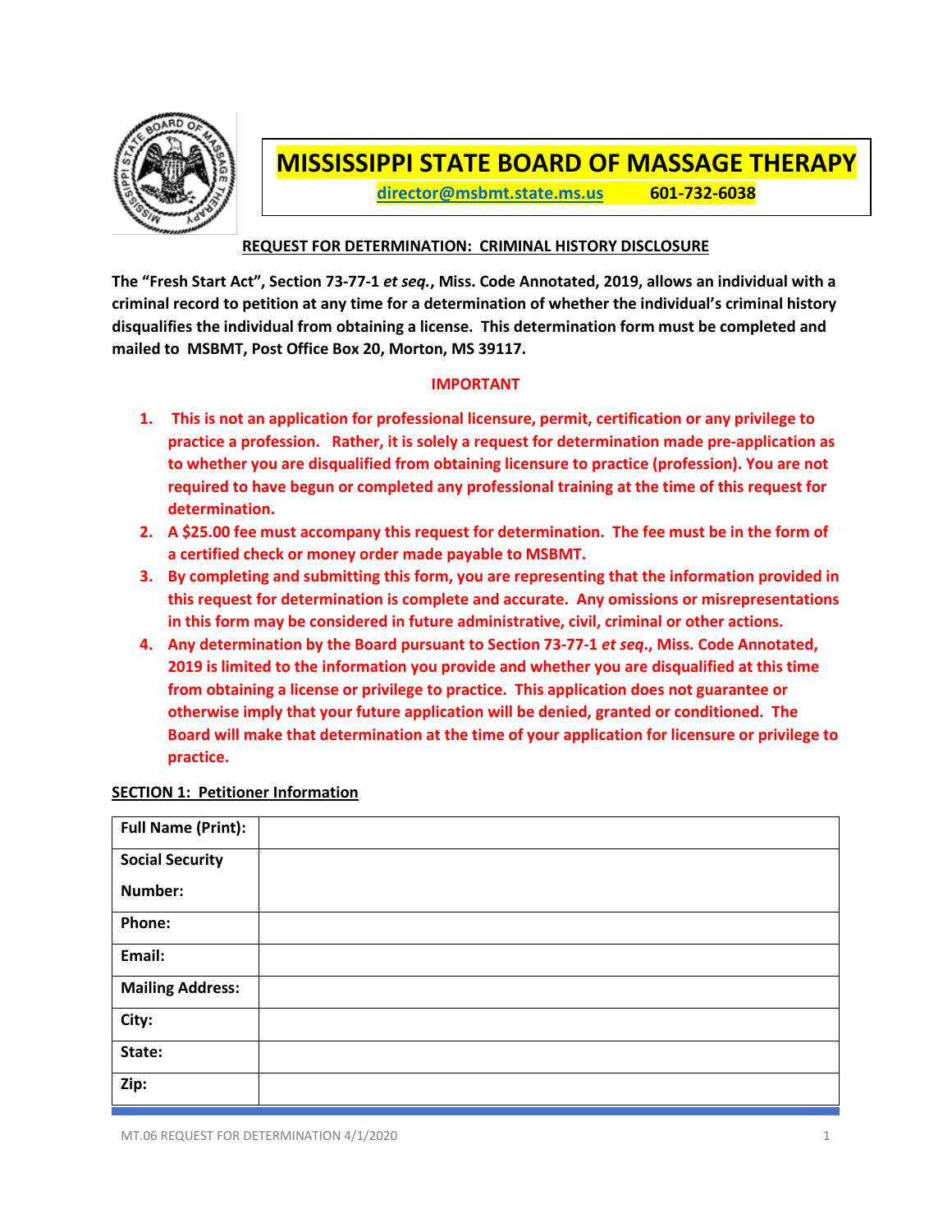# MISSISSIPPI STATE BOARD OF MASSAGE THERAPY

director@msbmt.state.ms.us    601-732-6038

**REQUEST FOR DETERMINATION: CRIMINAL HISTORY DISCLOSURE**

**The "Fresh Start Act", Section 73-77-1 *et seq.*, Miss. Code Annotated, 2019, allows an individual with a criminal record to petition at any time for a determination of whether the individual's criminal history disqualifies the individual from obtaining a license. This determination form must be completed and mailed to MSBMT, Post Office Box 20, Morton, MS 39117.**

**IMPORTANT**

1. **This is not an application for professional licensure, permit, certification or any privilege to practice a profession. Rather, it is solely a request for determination made pre-application as to whether you are disqualified from obtaining licensure to practice (profession). You are not required to have begun or completed any professional training at the time of this request for determination.**
2. **A $25.00 fee must accompany this request for determination. The fee must be in the form of a certified check or money order made payable to MSBMT.**
3. **By completing and submitting this form, you are representing that the information provided in this request for determination is complete and accurate. Any omissions or misrepresentations in this form may be considered in future administrative, civil, criminal or other actions.**
4. **Any determination by the Board pursuant to Section 73-77-1 *et seq*., Miss. Code Annotated, 2019 is limited to the information you provide and whether you are disqualified at this time from obtaining a license or privilege to practice. This application does not guarantee or otherwise imply that your future application will be denied, granted or conditioned. The Board will make that determination at the time of your application for licensure or privilege to practice.**

**SECTION 1: Petitioner Information**

| | |
|---|---|
| **Full Name (Print):** | |
| **Social Security Number:** | |
| **Phone:** | |
| **Email:** | |
| **Mailing Address:** | |
| **City:** | |
| **State:** | |
| **Zip:** | |

MT.06 REQUEST FOR DETERMINATION 4/1/2020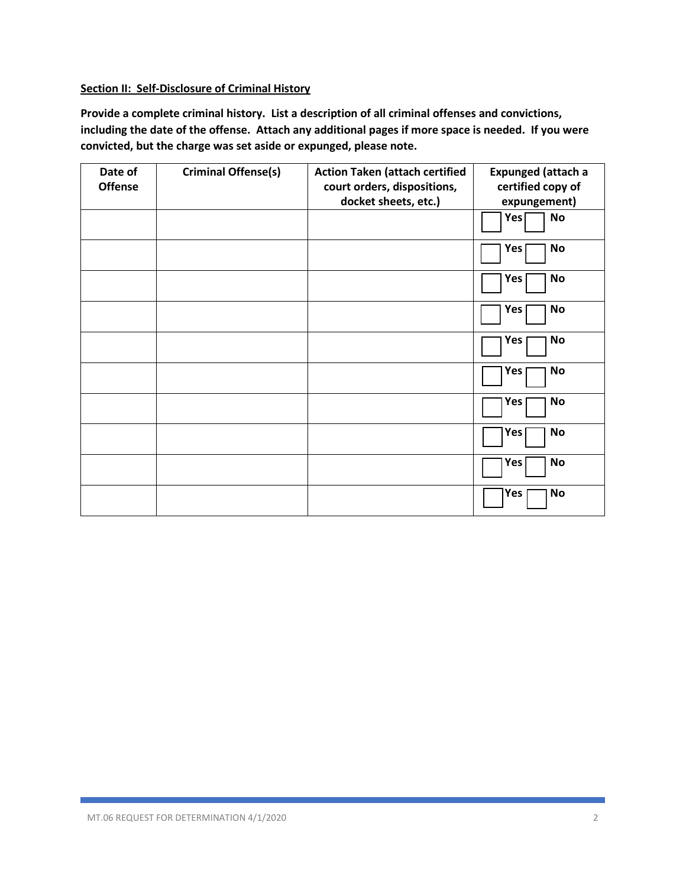**Section II: Self-Disclosure of Criminal History**

**Provide a complete criminal history. List a description of all criminal offenses and convictions, including the date of the offense. Attach any additional pages if more space is needed. If you were convicted, but the charge was set aside or expunged, please note.**

| Date of Offense | Criminal Offense(s) | Action Taken (attach certified court orders, dispositions, docket sheets, etc.) | Expunged (attach a certified copy of expungement) |
|---|---|---|---|
| | | | ☐ Yes ☐ No |
| | | | ☐ Yes ☐ No |
| | | | ☐ Yes ☐ No |
| | | | ☐ Yes ☐ No |
| | | | ☐ Yes ☐ No |
| | | | ☐ Yes ☐ No |
| | | | ☐ Yes ☐ No |
| | | | ☐ Yes ☐ No |
| | | | ☐ Yes ☐ No |
| | | | ☐ Yes ☐ No |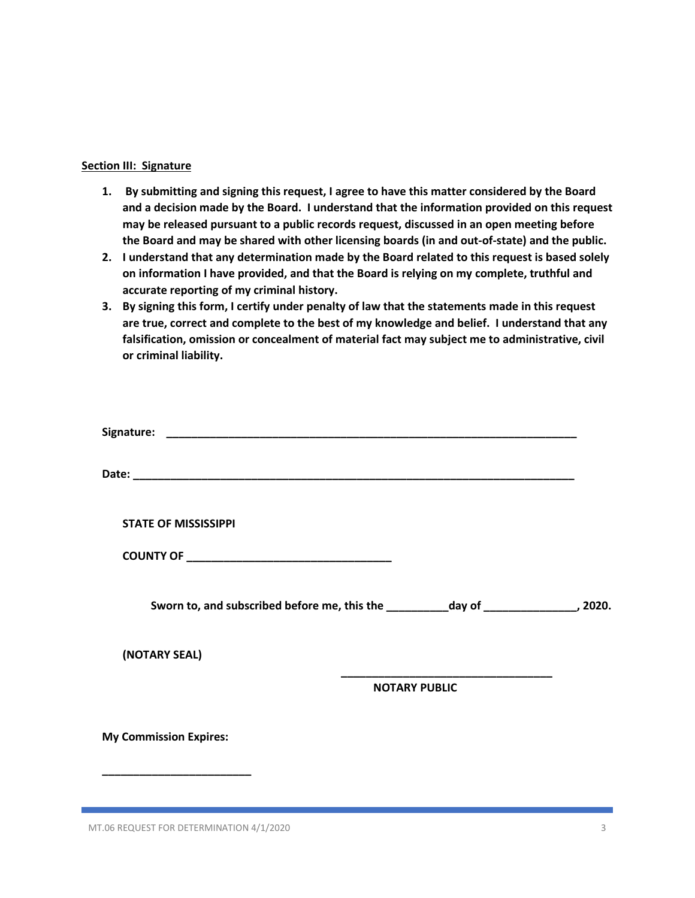**Section III: Signature**

1. **By submitting and signing this request, I agree to have this matter considered by the Board and a decision made by the Board. I understand that the information provided on this request may be released pursuant to a public records request, discussed in an open meeting before the Board and may be shared with other licensing boards (in and out-of-state) and the public.**
2. **I understand that any determination made by the Board related to this request is based solely on information I have provided, and that the Board is relying on my complete, truthful and accurate reporting of my criminal history.**
3. **By signing this form, I certify under penalty of law that the statements made in this request are true, correct and complete to the best of my knowledge and belief. I understand that any falsification, omission or concealment of material fact may subject me to administrative, civil or criminal liability.**

**Signature:** ______________________________________________________________________

**Date:** ___________________________________________________________________________

**STATE OF MISSISSIPPI**

**COUNTY OF** __________________________________

**Sworn to, and subscribed before me, this the __________day of _______________, 2020.**

**(NOTARY SEAL)**

__________________________________
**NOTARY PUBLIC**

**My Commission Expires:**

________________________